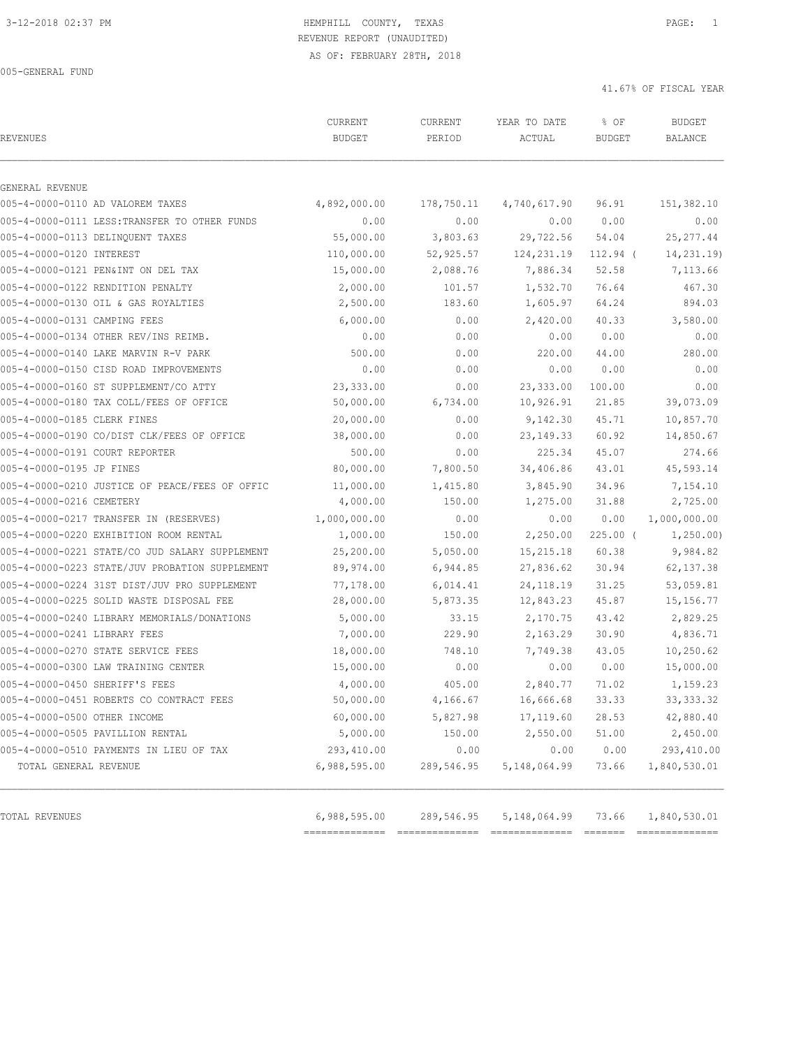HEMPHILL COUNTY, TEXAS
REVENUE REPORT (UNAUDITED)
AS OF: FEBRUARY 28TH, 2018

005-GENERAL FUND

41.67% OF FISCAL YEAR

| REVENUES | CURRENT BUDGET | CURRENT PERIOD | YEAR TO DATE ACTUAL | % OF BUDGET | BUDGET BALANCE |
|---|---|---|---|---|---|
| GENERAL REVENUE | | | | | |
| 005-4-0000-0110 AD VALOREM TAXES | 4,892,000.00 | 178,750.11 | 4,740,617.90 | 96.91 | 151,382.10 |
| 005-4-0000-0111 LESS:TRANSFER TO OTHER FUNDS | 0.00 | 0.00 | 0.00 | 0.00 | 0.00 |
| 005-4-0000-0113 DELINQUENT TAXES | 55,000.00 | 3,803.63 | 29,722.56 | 54.04 | 25,277.44 |
| 005-4-0000-0120 INTEREST | 110,000.00 | 52,925.57 | 124,231.19 | 112.94 ( | 14,231.19) |
| 005-4-0000-0121 PEN&INT ON DEL TAX | 15,000.00 | 2,088.76 | 7,886.34 | 52.58 | 7,113.66 |
| 005-4-0000-0122 RENDITION PENALTY | 2,000.00 | 101.57 | 1,532.70 | 76.64 | 467.30 |
| 005-4-0000-0130 OIL & GAS ROYALTIES | 2,500.00 | 183.60 | 1,605.97 | 64.24 | 894.03 |
| 005-4-0000-0131 CAMPING FEES | 6,000.00 | 0.00 | 2,420.00 | 40.33 | 3,580.00 |
| 005-4-0000-0134 OTHER REV/INS REIMB. | 0.00 | 0.00 | 0.00 | 0.00 | 0.00 |
| 005-4-0000-0140 LAKE MARVIN R-V PARK | 500.00 | 0.00 | 220.00 | 44.00 | 280.00 |
| 005-4-0000-0150 CISD ROAD IMPROVEMENTS | 0.00 | 0.00 | 0.00 | 0.00 | 0.00 |
| 005-4-0000-0160 ST SUPPLEMENT/CO ATTY | 23,333.00 | 0.00 | 23,333.00 | 100.00 | 0.00 |
| 005-4-0000-0180 TAX COLL/FEES OF OFFICE | 50,000.00 | 6,734.00 | 10,926.91 | 21.85 | 39,073.09 |
| 005-4-0000-0185 CLERK FINES | 20,000.00 | 0.00 | 9,142.30 | 45.71 | 10,857.70 |
| 005-4-0000-0190 CO/DIST CLK/FEES OF OFFICE | 38,000.00 | 0.00 | 23,149.33 | 60.92 | 14,850.67 |
| 005-4-0000-0191 COURT REPORTER | 500.00 | 0.00 | 225.34 | 45.07 | 274.66 |
| 005-4-0000-0195 JP FINES | 80,000.00 | 7,800.50 | 34,406.86 | 43.01 | 45,593.14 |
| 005-4-0000-0210 JUSTICE OF PEACE/FEES OF OFFIC | 11,000.00 | 1,415.80 | 3,845.90 | 34.96 | 7,154.10 |
| 005-4-0000-0216 CEMETERY | 4,000.00 | 150.00 | 1,275.00 | 31.88 | 2,725.00 |
| 005-4-0000-0217 TRANSFER IN (RESERVES) | 1,000,000.00 | 0.00 | 0.00 | 0.00 | 1,000,000.00 |
| 005-4-0000-0220 EXHIBITION ROOM RENTAL | 1,000.00 | 150.00 | 2,250.00 | 225.00 ( | 1,250.00) |
| 005-4-0000-0221 STATE/CO JUD SALARY SUPPLEMENT | 25,200.00 | 5,050.00 | 15,215.18 | 60.38 | 9,984.82 |
| 005-4-0000-0223 STATE/JUV PROBATION SUPPLEMENT | 89,974.00 | 6,944.85 | 27,836.62 | 30.94 | 62,137.38 |
| 005-4-0000-0224 31ST DIST/JUV PRO SUPPLEMENT | 77,178.00 | 6,014.41 | 24,118.19 | 31.25 | 53,059.81 |
| 005-4-0000-0225 SOLID WASTE DISPOSAL FEE | 28,000.00 | 5,873.35 | 12,843.23 | 45.87 | 15,156.77 |
| 005-4-0000-0240 LIBRARY MEMORIALS/DONATIONS | 5,000.00 | 33.15 | 2,170.75 | 43.42 | 2,829.25 |
| 005-4-0000-0241 LIBRARY FEES | 7,000.00 | 229.90 | 2,163.29 | 30.90 | 4,836.71 |
| 005-4-0000-0270 STATE SERVICE FEES | 18,000.00 | 748.10 | 7,749.38 | 43.05 | 10,250.62 |
| 005-4-0000-0300 LAW TRAINING CENTER | 15,000.00 | 0.00 | 0.00 | 0.00 | 15,000.00 |
| 005-4-0000-0450 SHERIFF'S FEES | 4,000.00 | 405.00 | 2,840.77 | 71.02 | 1,159.23 |
| 005-4-0000-0451 ROBERTS CO CONTRACT FEES | 50,000.00 | 4,166.67 | 16,666.68 | 33.33 | 33,333.32 |
| 005-4-0000-0500 OTHER INCOME | 60,000.00 | 5,827.98 | 17,119.60 | 28.53 | 42,880.40 |
| 005-4-0000-0505 PAVILLION RENTAL | 5,000.00 | 150.00 | 2,550.00 | 51.00 | 2,450.00 |
| 005-4-0000-0510 PAYMENTS IN LIEU OF TAX | 293,410.00 | 0.00 | 0.00 | 0.00 | 293,410.00 |
| TOTAL GENERAL REVENUE | 6,988,595.00 | 289,546.95 | 5,148,064.99 | 73.66 | 1,840,530.01 |
| TOTAL REVENUES | 6,988,595.00 | 289,546.95 | 5,148,064.99 | 73.66 | 1,840,530.01 |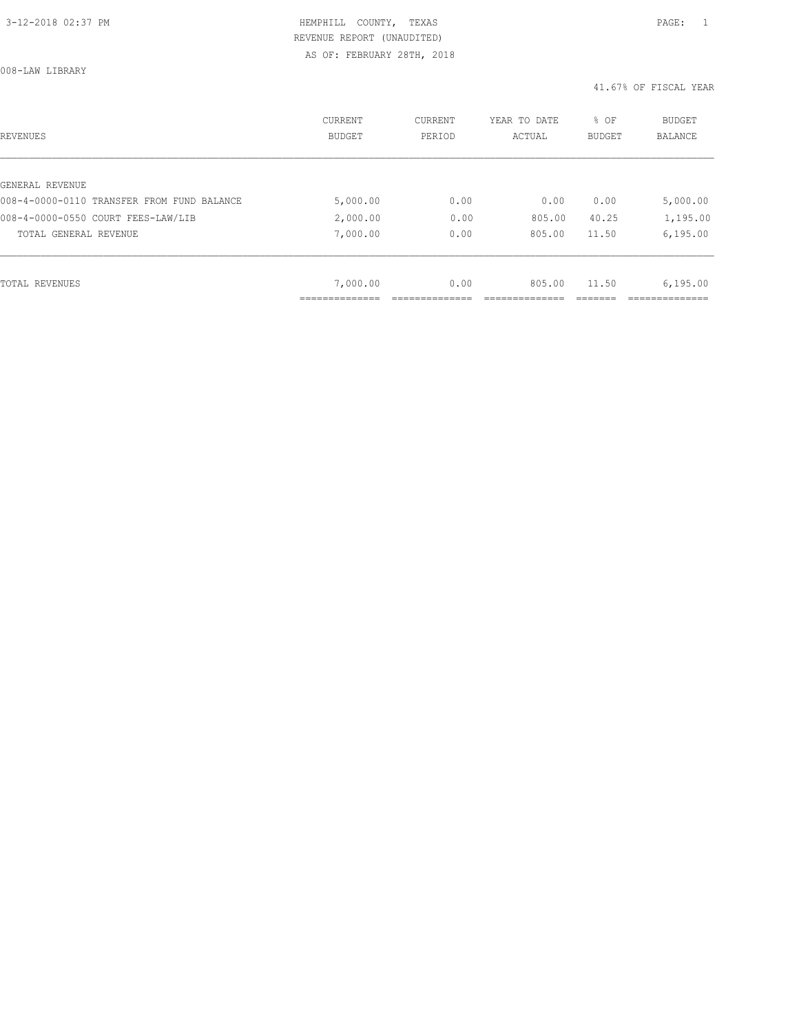HEMPHILL COUNTY, TEXAS
REVENUE REPORT (UNAUDITED)
AS OF: FEBRUARY 28TH, 2018

008-LAW LIBRARY

41.67% OF FISCAL YEAR

| REVENUES | CURRENT BUDGET | CURRENT PERIOD | YEAR TO DATE ACTUAL | % OF BUDGET | BUDGET BALANCE |
|---|---|---|---|---|---|
| GENERAL REVENUE | | | | | |
| 008-4-0000-0110 TRANSFER FROM FUND BALANCE | 5,000.00 | 0.00 | 0.00 | 0.00 | 5,000.00 |
| 008-4-0000-0550 COURT FEES-LAW/LIB | 2,000.00 | 0.00 | 805.00 | 40.25 | 1,195.00 |
| TOTAL GENERAL REVENUE | 7,000.00 | 0.00 | 805.00 | 11.50 | 6,195.00 |
| TOTAL REVENUES | 7,000.00 | 0.00 | 805.00 | 11.50 | 6,195.00 |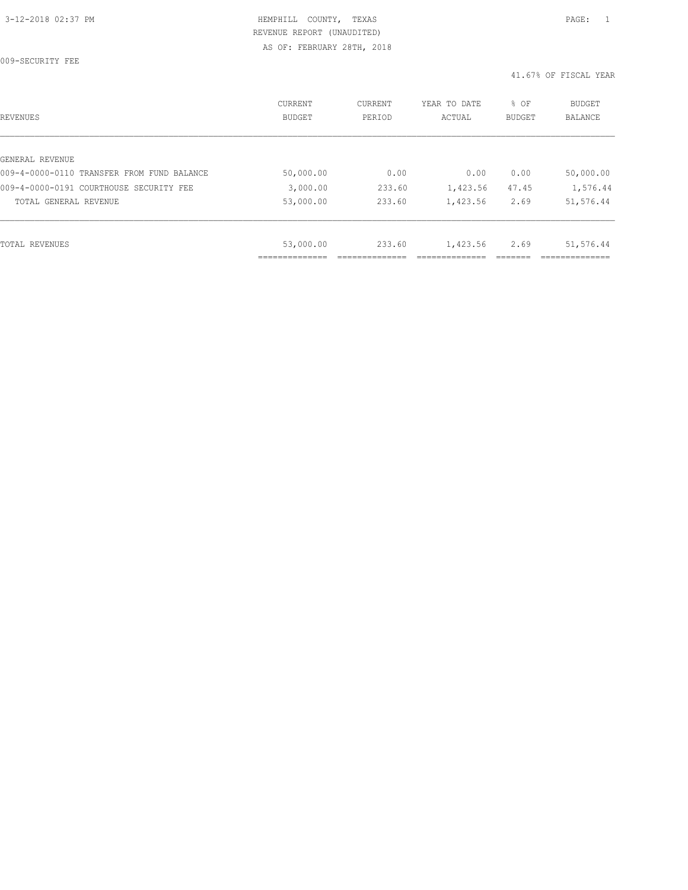HEMPHILL COUNTY, TEXAS
REVENUE REPORT (UNAUDITED)
AS OF: FEBRUARY 28TH, 2018

009-SECURITY FEE

41.67% OF FISCAL YEAR

| REVENUES | CURRENT BUDGET | CURRENT PERIOD | YEAR TO DATE ACTUAL | % OF BUDGET | BUDGET BALANCE |
|---|---|---|---|---|---|
| GENERAL REVENUE | | | | | |
| 009-4-0000-0110 TRANSFER FROM FUND BALANCE | 50,000.00 | 0.00 | 0.00 | 0.00 | 50,000.00 |
| 009-4-0000-0191 COURTHOUSE SECURITY FEE | 3,000.00 | 233.60 | 1,423.56 | 47.45 | 1,576.44 |
| TOTAL GENERAL REVENUE | 53,000.00 | 233.60 | 1,423.56 | 2.69 | 51,576.44 |
| TOTAL REVENUES | 53,000.00 | 233.60 | 1,423.56 | 2.69 | 51,576.44 |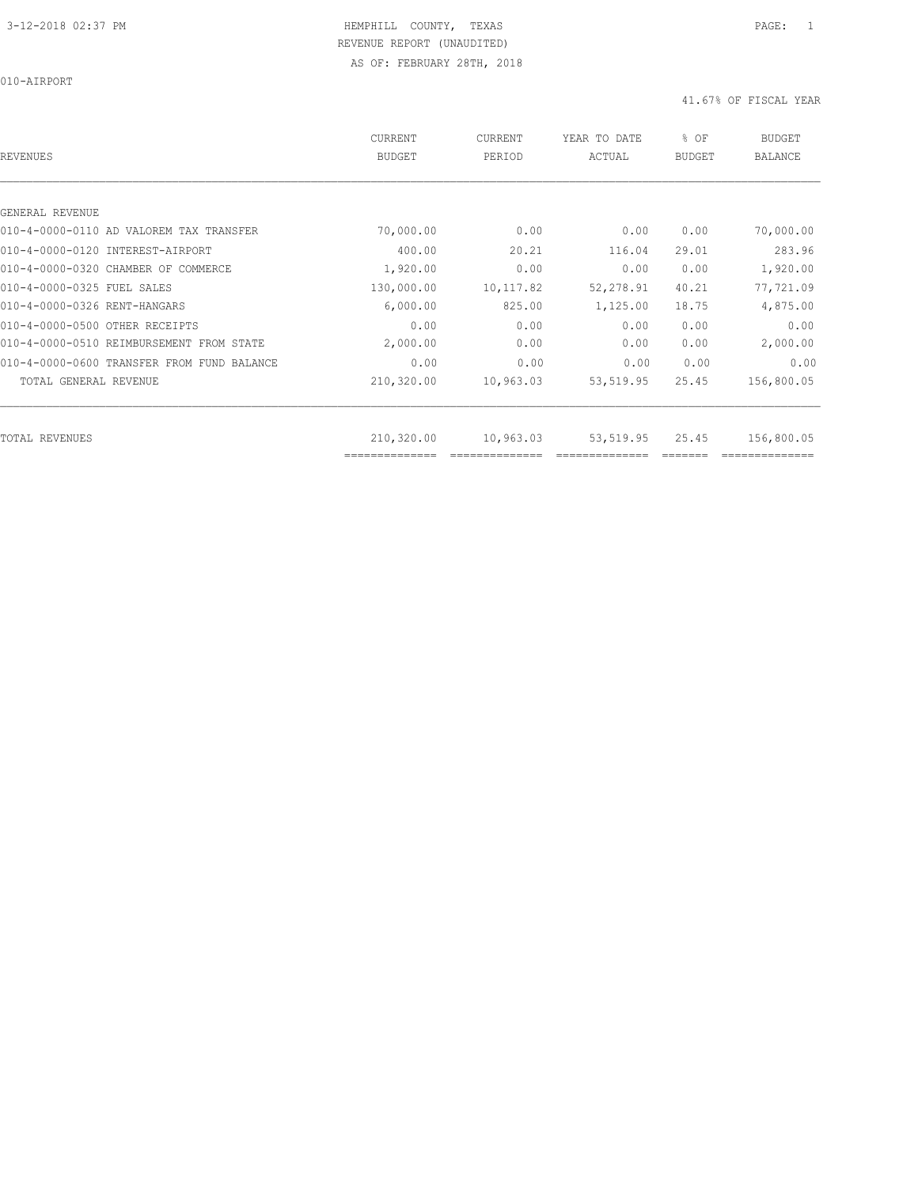HEMPHILL COUNTY, TEXAS

REVENUE REPORT (UNAUDITED)

AS OF: FEBRUARY 28TH, 2018

010-AIRPORT

41.67% OF FISCAL YEAR

| REVENUES | CURRENT BUDGET | CURRENT PERIOD | YEAR TO DATE ACTUAL | % OF BUDGET | BUDGET BALANCE |
|---|---|---|---|---|---|
| GENERAL REVENUE | | | | | |
| 010-4-0000-0110 AD VALOREM TAX TRANSFER | 70,000.00 | 0.00 | 0.00 | 0.00 | 70,000.00 |
| 010-4-0000-0120 INTEREST-AIRPORT | 400.00 | 20.21 | 116.04 | 29.01 | 283.96 |
| 010-4-0000-0320 CHAMBER OF COMMERCE | 1,920.00 | 0.00 | 0.00 | 0.00 | 1,920.00 |
| 010-4-0000-0325 FUEL SALES | 130,000.00 | 10,117.82 | 52,278.91 | 40.21 | 77,721.09 |
| 010-4-0000-0326 RENT-HANGARS | 6,000.00 | 825.00 | 1,125.00 | 18.75 | 4,875.00 |
| 010-4-0000-0500 OTHER RECEIPTS | 0.00 | 0.00 | 0.00 | 0.00 | 0.00 |
| 010-4-0000-0510 REIMBURSEMENT FROM STATE | 2,000.00 | 0.00 | 0.00 | 0.00 | 2,000.00 |
| 010-4-0000-0600 TRANSFER FROM FUND BALANCE | 0.00 | 0.00 | 0.00 | 0.00 | 0.00 |
| TOTAL GENERAL REVENUE | 210,320.00 | 10,963.03 | 53,519.95 | 25.45 | 156,800.05 |
| TOTAL REVENUES | 210,320.00 | 10,963.03 | 53,519.95 | 25.45 | 156,800.05 |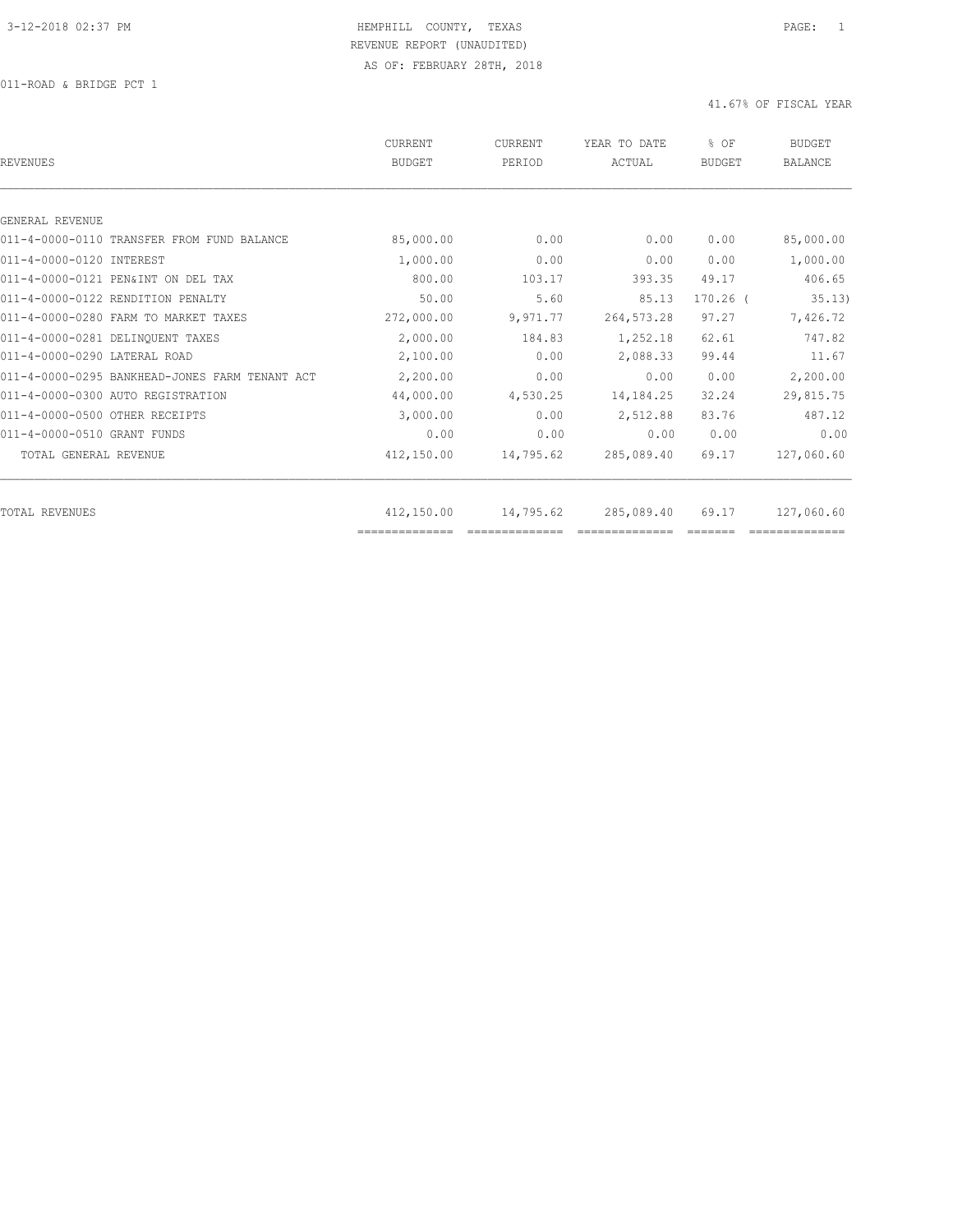HEMPHILL COUNTY, TEXAS
REVENUE REPORT (UNAUDITED)
AS OF: FEBRUARY 28TH, 2018

011-ROAD & BRIDGE PCT 1

41.67% OF FISCAL YEAR

| REVENUES | CURRENT BUDGET | CURRENT PERIOD | YEAR TO DATE ACTUAL | % OF BUDGET | BUDGET BALANCE |
|---|---|---|---|---|---|
| GENERAL REVENUE | | | | | |
| 011-4-0000-0110 TRANSFER FROM FUND BALANCE | 85,000.00 | 0.00 | 0.00 | 0.00 | 85,000.00 |
| 011-4-0000-0120 INTEREST | 1,000.00 | 0.00 | 0.00 | 0.00 | 1,000.00 |
| 011-4-0000-0121 PEN&INT ON DEL TAX | 800.00 | 103.17 | 393.35 | 49.17 | 406.65 |
| 011-4-0000-0122 RENDITION PENALTY | 50.00 | 5.60 | 85.13 | 170.26 | ( 35.13) |
| 011-4-0000-0280 FARM TO MARKET TAXES | 272,000.00 | 9,971.77 | 264,573.28 | 97.27 | 7,426.72 |
| 011-4-0000-0281 DELINQUENT TAXES | 2,000.00 | 184.83 | 1,252.18 | 62.61 | 747.82 |
| 011-4-0000-0290 LATERAL ROAD | 2,100.00 | 0.00 | 2,088.33 | 99.44 | 11.67 |
| 011-4-0000-0295 BANKHEAD-JONES FARM TENANT ACT | 2,200.00 | 0.00 | 0.00 | 0.00 | 2,200.00 |
| 011-4-0000-0300 AUTO REGISTRATION | 44,000.00 | 4,530.25 | 14,184.25 | 32.24 | 29,815.75 |
| 011-4-0000-0500 OTHER RECEIPTS | 3,000.00 | 0.00 | 2,512.88 | 83.76 | 487.12 |
| 011-4-0000-0510 GRANT FUNDS | 0.00 | 0.00 | 0.00 | 0.00 | 0.00 |
| TOTAL GENERAL REVENUE | 412,150.00 | 14,795.62 | 285,089.40 | 69.17 | 127,060.60 |
| TOTAL REVENUES | 412,150.00 | 14,795.62 | 285,089.40 | 69.17 | 127,060.60 |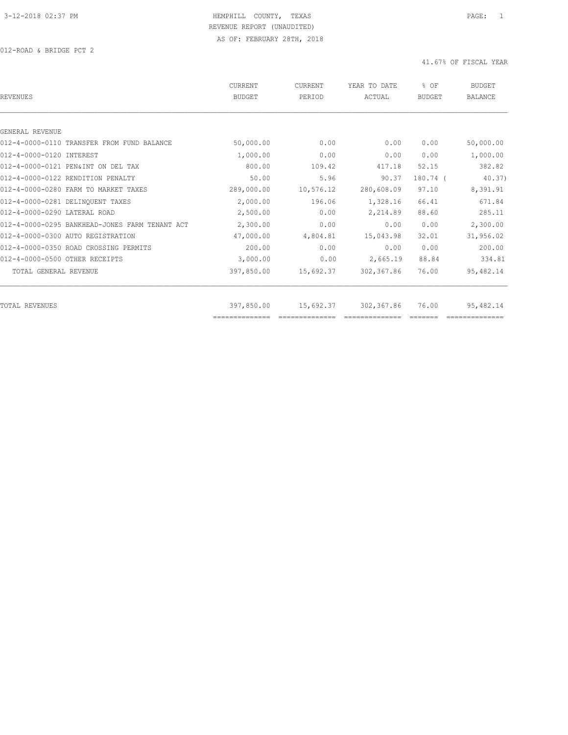HEMPHILL COUNTY, TEXAS

REVENUE REPORT (UNAUDITED)

AS OF: FEBRUARY 28TH, 2018

012-ROAD & BRIDGE PCT 2

41.67% OF FISCAL YEAR

| REVENUES | CURRENT BUDGET | CURRENT PERIOD | YEAR TO DATE ACTUAL | % OF BUDGET | BUDGET BALANCE |
|---|---|---|---|---|---|
| GENERAL REVENUE | | | | | |
| 012-4-0000-0110 TRANSFER FROM FUND BALANCE | 50,000.00 | 0.00 | 0.00 | 0.00 | 50,000.00 |
| 012-4-0000-0120 INTEREST | 1,000.00 | 0.00 | 0.00 | 0.00 | 1,000.00 |
| 012-4-0000-0121 PEN&INT ON DEL TAX | 800.00 | 109.42 | 417.18 | 52.15 | 382.82 |
| 012-4-0000-0122 RENDITION PENALTY | 50.00 | 5.96 | 90.37 | 180.74 | ( 40.37) |
| 012-4-0000-0280 FARM TO MARKET TAXES | 289,000.00 | 10,576.12 | 280,608.09 | 97.10 | 8,391.91 |
| 012-4-0000-0281 DELINQUENT TAXES | 2,000.00 | 196.06 | 1,328.16 | 66.41 | 671.84 |
| 012-4-0000-0290 LATERAL ROAD | 2,500.00 | 0.00 | 2,214.89 | 88.60 | 285.11 |
| 012-4-0000-0295 BANKHEAD-JONES FARM TENANT ACT | 2,300.00 | 0.00 | 0.00 | 0.00 | 2,300.00 |
| 012-4-0000-0300 AUTO REGISTRATION | 47,000.00 | 4,804.81 | 15,043.98 | 32.01 | 31,956.02 |
| 012-4-0000-0350 ROAD CROSSING PERMITS | 200.00 | 0.00 | 0.00 | 0.00 | 200.00 |
| 012-4-0000-0500 OTHER RECEIPTS | 3,000.00 | 0.00 | 2,665.19 | 88.84 | 334.81 |
| TOTAL GENERAL REVENUE | 397,850.00 | 15,692.37 | 302,367.86 | 76.00 | 95,482.14 |
| TOTAL REVENUES | 397,850.00 | 15,692.37 | 302,367.86 | 76.00 | 95,482.14 |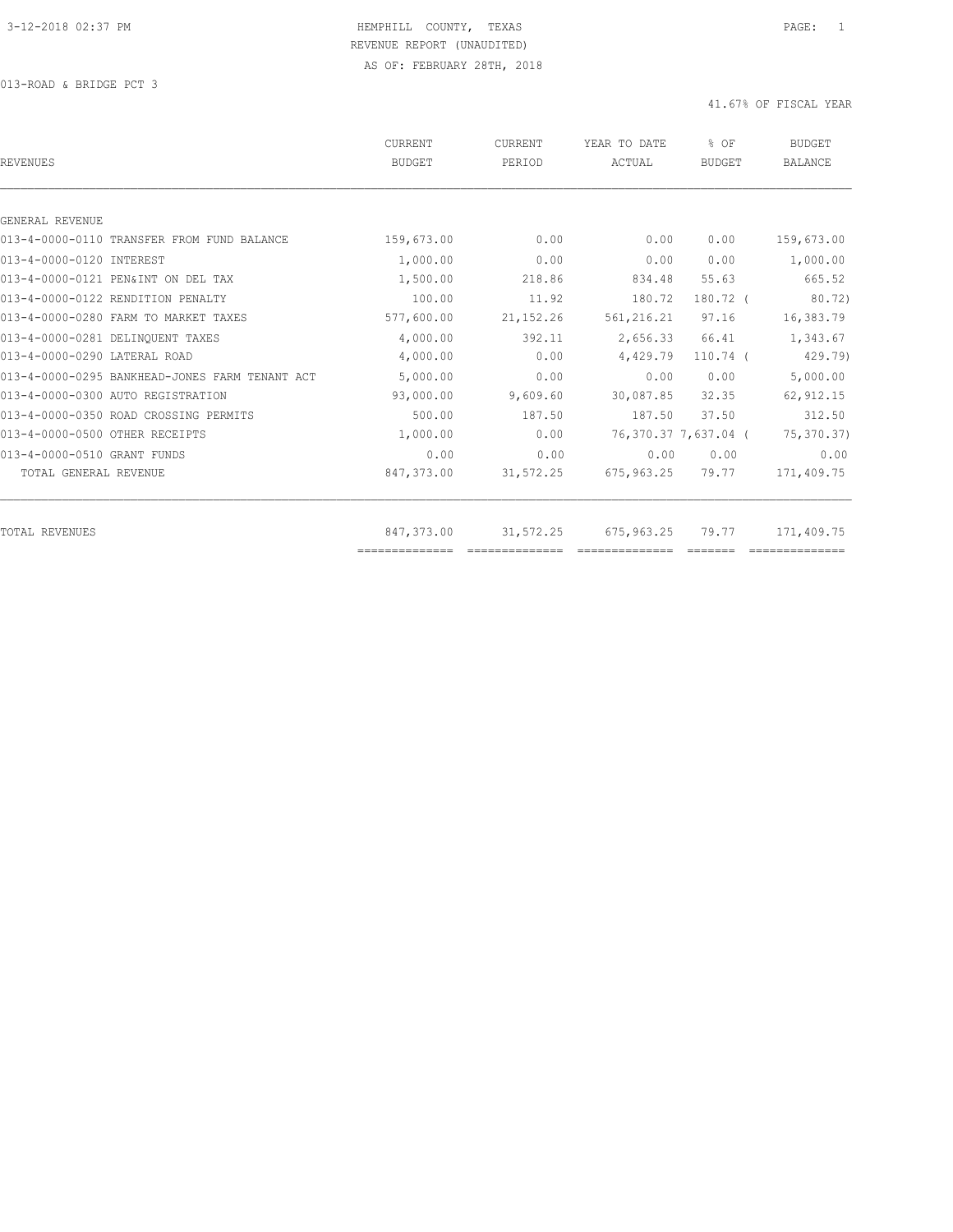HEMPHILL COUNTY, TEXAS
REVENUE REPORT (UNAUDITED)
AS OF: FEBRUARY 28TH, 2018

013-ROAD & BRIDGE PCT 3

41.67% OF FISCAL YEAR

| REVENUES | CURRENT BUDGET | CURRENT PERIOD | YEAR TO DATE ACTUAL | % OF BUDGET | BUDGET BALANCE |
|---|---|---|---|---|---|
| GENERAL REVENUE | | | | | |
| 013-4-0000-0110 TRANSFER FROM FUND BALANCE | 159,673.00 | 0.00 | 0.00 | 0.00 | 159,673.00 |
| 013-4-0000-0120 INTEREST | 1,000.00 | 0.00 | 0.00 | 0.00 | 1,000.00 |
| 013-4-0000-0121 PEN&INT ON DEL TAX | 1,500.00 | 218.86 | 834.48 | 55.63 | 665.52 |
| 013-4-0000-0122 RENDITION PENALTY | 100.00 | 11.92 | 180.72 | 180.72 | ( 80.72) |
| 013-4-0000-0280 FARM TO MARKET TAXES | 577,600.00 | 21,152.26 | 561,216.21 | 97.16 | 16,383.79 |
| 013-4-0000-0281 DELINQUENT TAXES | 4,000.00 | 392.11 | 2,656.33 | 66.41 | 1,343.67 |
| 013-4-0000-0290 LATERAL ROAD | 4,000.00 | 0.00 | 4,429.79 | 110.74 | ( 429.79) |
| 013-4-0000-0295 BANKHEAD-JONES FARM TENANT ACT | 5,000.00 | 0.00 | 0.00 | 0.00 | 5,000.00 |
| 013-4-0000-0300 AUTO REGISTRATION | 93,000.00 | 9,609.60 | 30,087.85 | 32.35 | 62,912.15 |
| 013-4-0000-0350 ROAD CROSSING PERMITS | 500.00 | 187.50 | 187.50 | 37.50 | 312.50 |
| 013-4-0000-0500 OTHER RECEIPTS | 1,000.00 | 0.00 | 76,370.37 | 7,637.04 | ( 75,370.37) |
| 013-4-0000-0510 GRANT FUNDS | 0.00 | 0.00 | 0.00 | 0.00 | 0.00 |
| TOTAL GENERAL REVENUE | 847,373.00 | 31,572.25 | 675,963.25 | 79.77 | 171,409.75 |
| TOTAL REVENUES | 847,373.00 | 31,572.25 | 675,963.25 | 79.77 | 171,409.75 |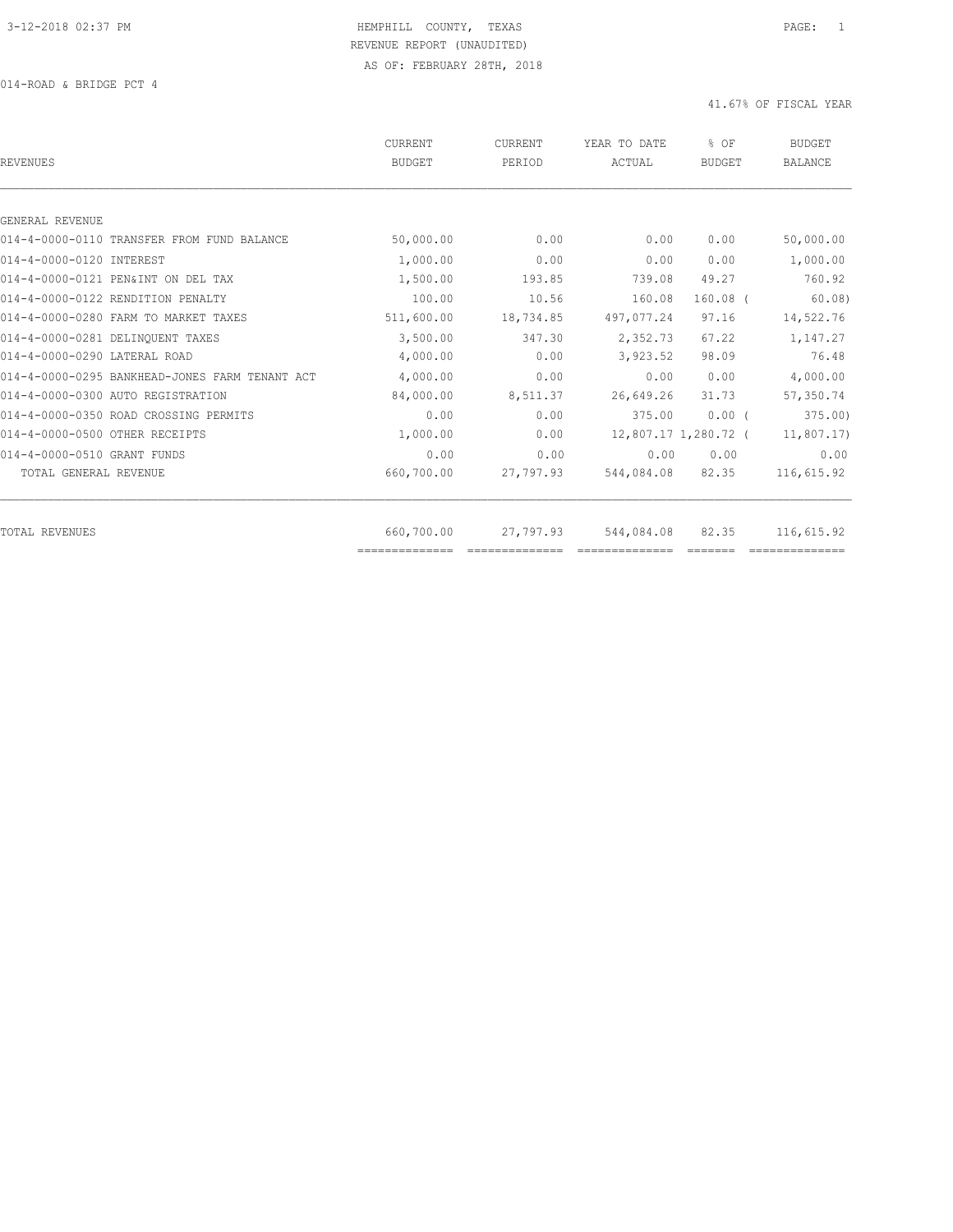HEMPHILL COUNTY, TEXAS
REVENUE REPORT (UNAUDITED)
AS OF: FEBRUARY 28TH, 2018

014-ROAD & BRIDGE PCT 4

41.67% OF FISCAL YEAR

| REVENUES | CURRENT BUDGET | CURRENT PERIOD | YEAR TO DATE ACTUAL | % OF BUDGET | BUDGET BALANCE |
|---|---|---|---|---|---|
| GENERAL REVENUE | | | | | |
| 014-4-0000-0110 TRANSFER FROM FUND BALANCE | 50,000.00 | 0.00 | 0.00 | 0.00 | 50,000.00 |
| 014-4-0000-0120 INTEREST | 1,000.00 | 0.00 | 0.00 | 0.00 | 1,000.00 |
| 014-4-0000-0121 PEN&INT ON DEL TAX | 1,500.00 | 193.85 | 739.08 | 49.27 | 760.92 |
| 014-4-0000-0122 RENDITION PENALTY | 100.00 | 10.56 | 160.08 | 160.08 | ( 60.08) |
| 014-4-0000-0280 FARM TO MARKET TAXES | 511,600.00 | 18,734.85 | 497,077.24 | 97.16 | 14,522.76 |
| 014-4-0000-0281 DELINQUENT TAXES | 3,500.00 | 347.30 | 2,352.73 | 67.22 | 1,147.27 |
| 014-4-0000-0290 LATERAL ROAD | 4,000.00 | 0.00 | 3,923.52 | 98.09 | 76.48 |
| 014-4-0000-0295 BANKHEAD-JONES FARM TENANT ACT | 4,000.00 | 0.00 | 0.00 | 0.00 | 4,000.00 |
| 014-4-0000-0300 AUTO REGISTRATION | 84,000.00 | 8,511.37 | 26,649.26 | 31.73 | 57,350.74 |
| 014-4-0000-0350 ROAD CROSSING PERMITS | 0.00 | 0.00 | 375.00 | 0.00 | ( 375.00) |
| 014-4-0000-0500 OTHER RECEIPTS | 1,000.00 | 0.00 | 12,807.17 | 1,280.72 | ( 11,807.17) |
| 014-4-0000-0510 GRANT FUNDS | 0.00 | 0.00 | 0.00 | 0.00 | 0.00 |
| TOTAL GENERAL REVENUE | 660,700.00 | 27,797.93 | 544,084.08 | 82.35 | 116,615.92 |
| TOTAL REVENUES | 660,700.00 | 27,797.93 | 544,084.08 | 82.35 | 116,615.92 |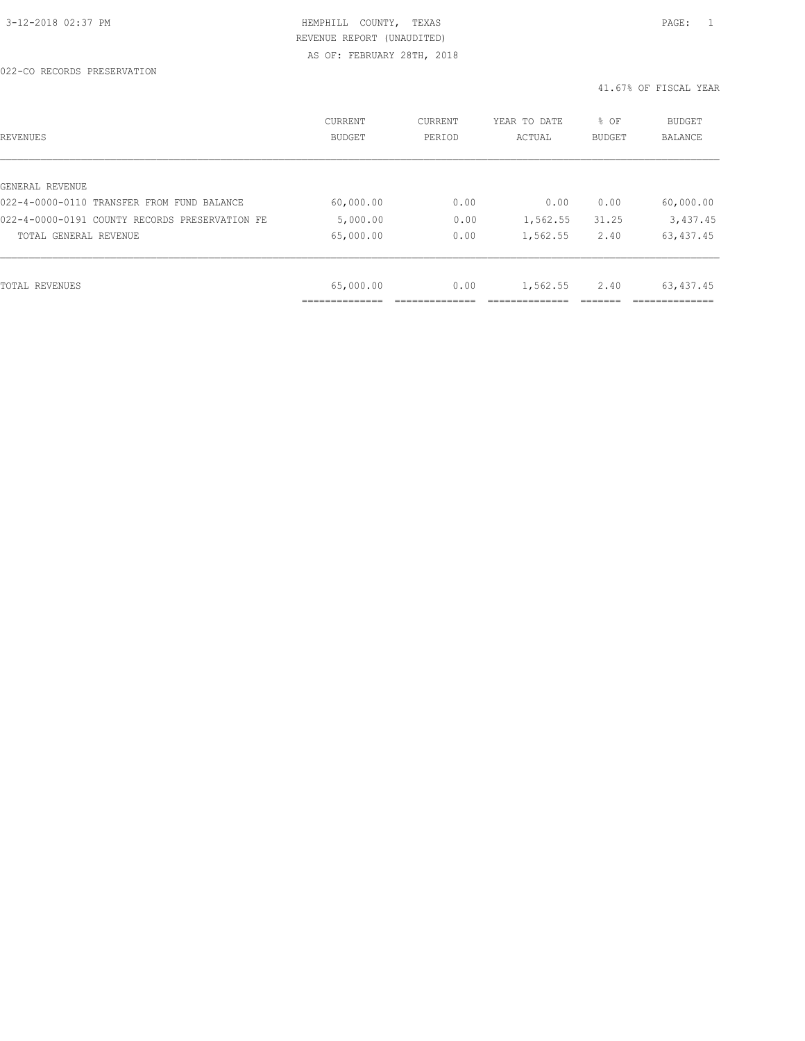HEMPHILL COUNTY, TEXAS
REVENUE REPORT (UNAUDITED)
AS OF: FEBRUARY 28TH, 2018

022-CO RECORDS PRESERVATION

41.67% OF FISCAL YEAR

| REVENUES | CURRENT BUDGET | CURRENT PERIOD | YEAR TO DATE ACTUAL | % OF BUDGET | BUDGET BALANCE |
|---|---|---|---|---|---|
| GENERAL REVENUE | | | | | |
| 022-4-0000-0110 TRANSFER FROM FUND BALANCE | 60,000.00 | 0.00 | 0.00 | 0.00 | 60,000.00 |
| 022-4-0000-0191 COUNTY RECORDS PRESERVATION FE | 5,000.00 | 0.00 | 1,562.55 | 31.25 | 3,437.45 |
| TOTAL GENERAL REVENUE | 65,000.00 | 0.00 | 1,562.55 | 2.40 | 63,437.45 |
| TOTAL REVENUES | 65,000.00 | 0.00 | 1,562.55 | 2.40 | 63,437.45 |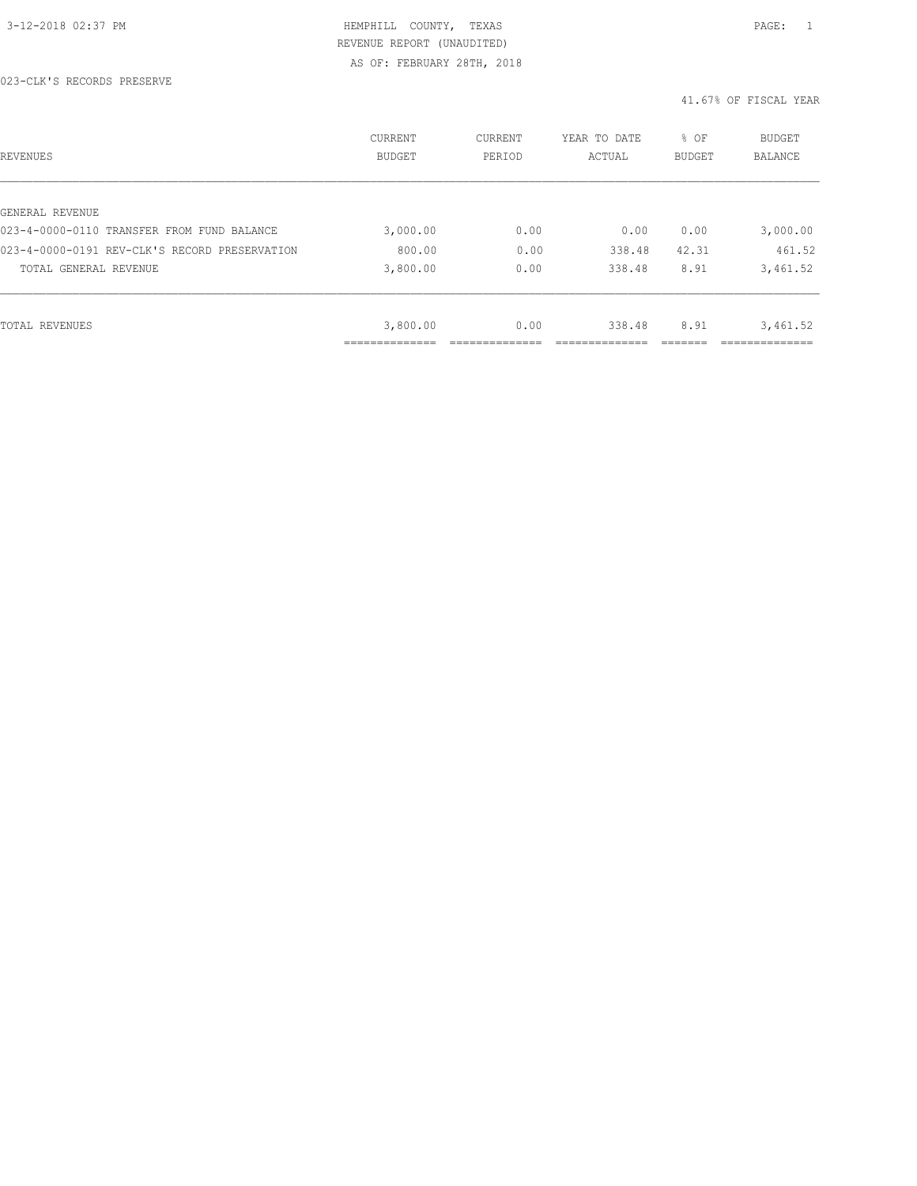HEMPHILL COUNTY, TEXAS

REVENUE REPORT (UNAUDITED)

AS OF: FEBRUARY 28TH, 2018

023-CLK'S RECORDS PRESERVE

41.67% OF FISCAL YEAR

| REVENUES | CURRENT BUDGET | CURRENT PERIOD | YEAR TO DATE ACTUAL | % OF BUDGET | BUDGET BALANCE |
|---|---|---|---|---|---|
| GENERAL REVENUE | | | | | |
| 023-4-0000-0110 TRANSFER FROM FUND BALANCE | 3,000.00 | 0.00 | 0.00 | 0.00 | 3,000.00 |
| 023-4-0000-0191 REV-CLK'S RECORD PRESERVATION | 800.00 | 0.00 | 338.48 | 42.31 | 461.52 |
| TOTAL GENERAL REVENUE | 3,800.00 | 0.00 | 338.48 | 8.91 | 3,461.52 |
| TOTAL REVENUES | 3,800.00 | 0.00 | 338.48 | 8.91 | 3,461.52 |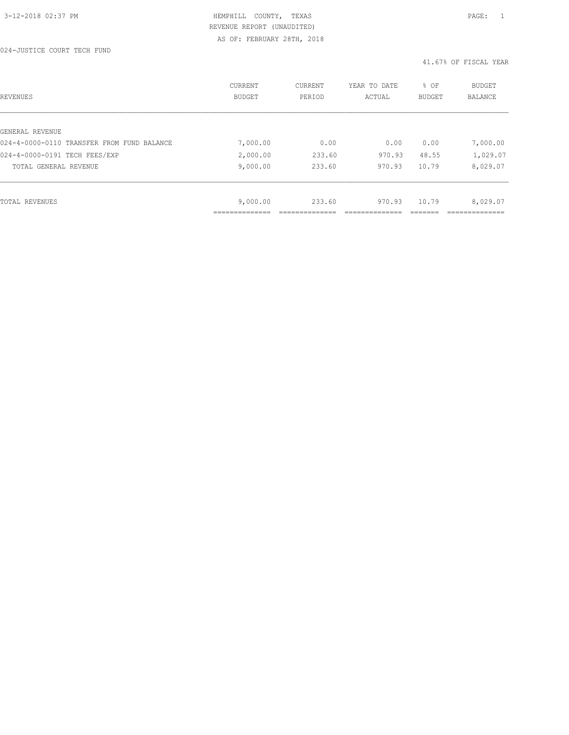HEMPHILL COUNTY, TEXAS
REVENUE REPORT (UNAUDITED)
AS OF: FEBRUARY 28TH, 2018

024-JUSTICE COURT TECH FUND

41.67% OF FISCAL YEAR

| REVENUES | CURRENT BUDGET | CURRENT PERIOD | YEAR TO DATE ACTUAL | % OF BUDGET | BUDGET BALANCE |
|---|---|---|---|---|---|
| GENERAL REVENUE | | | | | |
| 024-4-0000-0110 TRANSFER FROM FUND BALANCE | 7,000.00 | 0.00 | 0.00 | 0.00 | 7,000.00 |
| 024-4-0000-0191 TECH FEES/EXP | 2,000.00 | 233.60 | 970.93 | 48.55 | 1,029.07 |
| TOTAL GENERAL REVENUE | 9,000.00 | 233.60 | 970.93 | 10.79 | 8,029.07 |
| TOTAL REVENUES | 9,000.00 | 233.60 | 970.93 | 10.79 | 8,029.07 |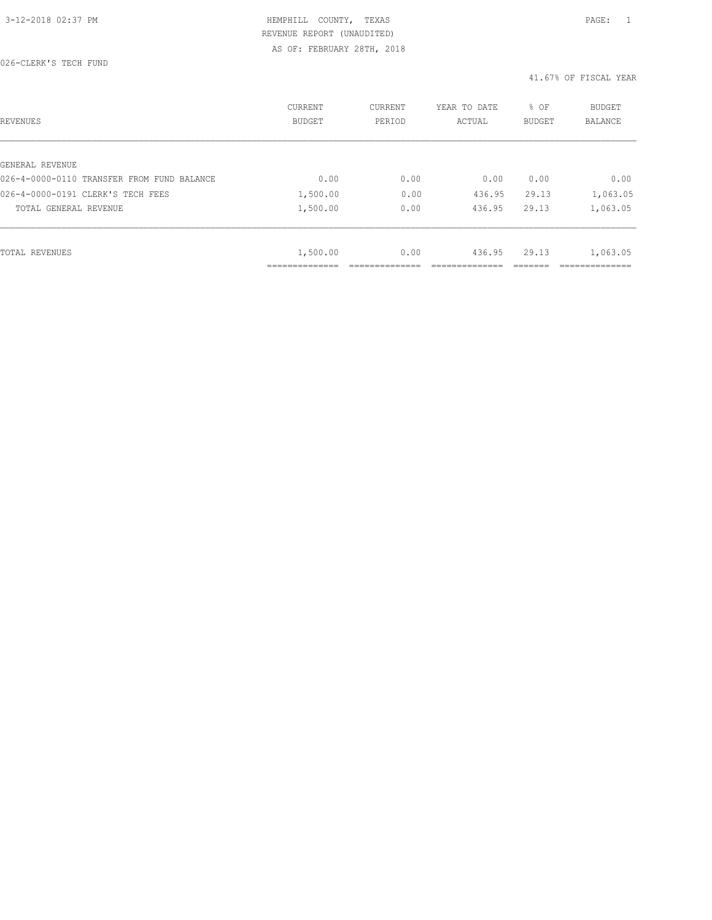HEMPHILL COUNTY, TEXAS

REVENUE REPORT (UNAUDITED)

AS OF: FEBRUARY 28TH, 2018

026-CLERK'S TECH FUND

41.67% OF FISCAL YEAR

| REVENUES | CURRENT BUDGET | CURRENT PERIOD | YEAR TO DATE ACTUAL | % OF BUDGET | BUDGET BALANCE |
|---|---|---|---|---|---|
| GENERAL REVENUE | | | | | |
| 026-4-0000-0110 TRANSFER FROM FUND BALANCE | 0.00 | 0.00 | 0.00 | 0.00 | 0.00 |
| 026-4-0000-0191 CLERK'S TECH FEES | 1,500.00 | 0.00 | 436.95 | 29.13 | 1,063.05 |
| TOTAL GENERAL REVENUE | 1,500.00 | 0.00 | 436.95 | 29.13 | 1,063.05 |
| TOTAL REVENUES | 1,500.00 | 0.00 | 436.95 | 29.13 | 1,063.05 |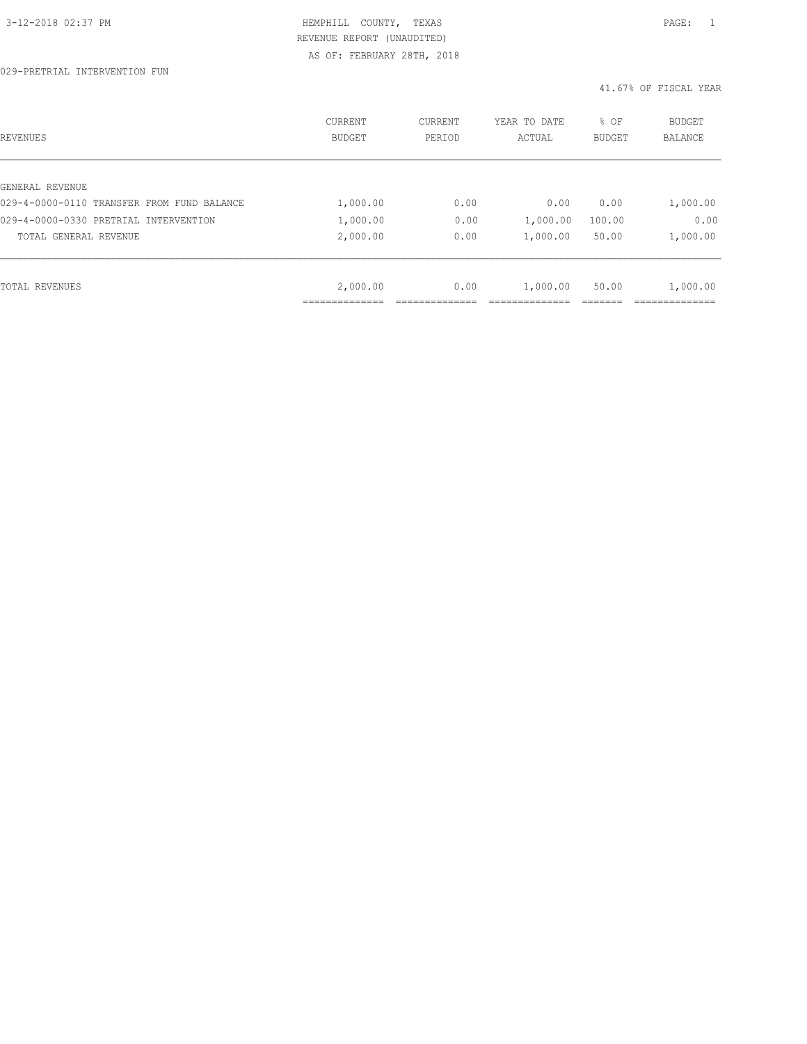HEMPHILL COUNTY, TEXAS
REVENUE REPORT (UNAUDITED)
AS OF: FEBRUARY 28TH, 2018

029-PRETRIAL INTERVENTION FUN

41.67% OF FISCAL YEAR

| REVENUES | CURRENT BUDGET | CURRENT PERIOD | YEAR TO DATE ACTUAL | % OF BUDGET | BUDGET BALANCE |
|---|---|---|---|---|---|
| GENERAL REVENUE | | | | | |
| 029-4-0000-0110 TRANSFER FROM FUND BALANCE | 1,000.00 | 0.00 | 0.00 | 0.00 | 1,000.00 |
| 029-4-0000-0330 PRETRIAL INTERVENTION | 1,000.00 | 0.00 | 1,000.00 | 100.00 | 0.00 |
| TOTAL GENERAL REVENUE | 2,000.00 | 0.00 | 1,000.00 | 50.00 | 1,000.00 |
| TOTAL REVENUES | 2,000.00 | 0.00 | 1,000.00 | 50.00 | 1,000.00 |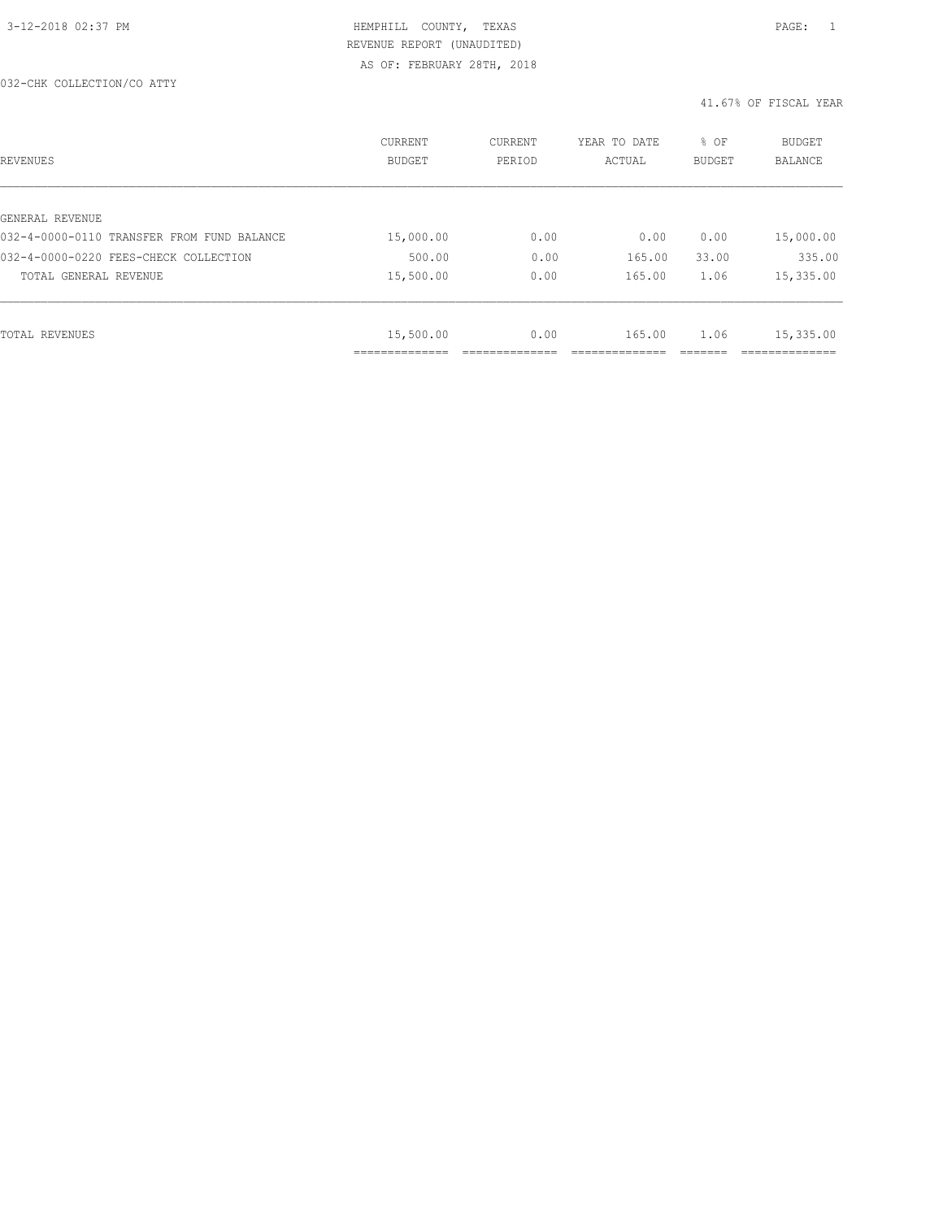HEMPHILL COUNTY, TEXAS
REVENUE REPORT (UNAUDITED)
AS OF: FEBRUARY 28TH, 2018

032-CHK COLLECTION/CO ATTY

41.67% OF FISCAL YEAR

| REVENUES | CURRENT BUDGET | CURRENT PERIOD | YEAR TO DATE ACTUAL | % OF BUDGET | BUDGET BALANCE |
|---|---|---|---|---|---|
| GENERAL REVENUE | | | | | |
| 032-4-0000-0110 TRANSFER FROM FUND BALANCE | 15,000.00 | 0.00 | 0.00 | 0.00 | 15,000.00 |
| 032-4-0000-0220 FEES-CHECK COLLECTION | 500.00 | 0.00 | 165.00 | 33.00 | 335.00 |
| TOTAL GENERAL REVENUE | 15,500.00 | 0.00 | 165.00 | 1.06 | 15,335.00 |
| TOTAL REVENUES | 15,500.00 | 0.00 | 165.00 | 1.06 | 15,335.00 |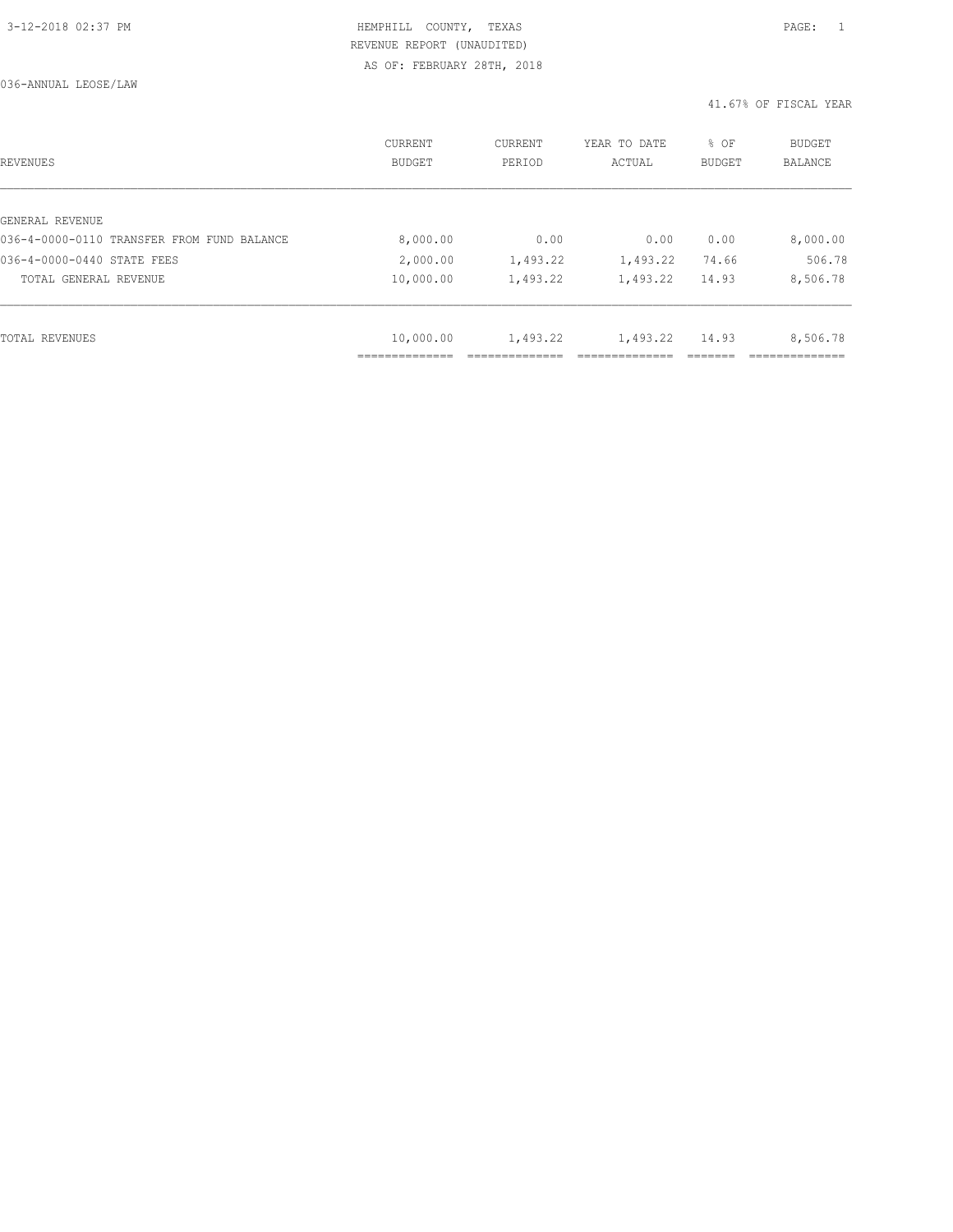HEMPHILL COUNTY, TEXAS
REVENUE REPORT (UNAUDITED)
AS OF: FEBRUARY 28TH, 2018

036-ANNUAL LEOSE/LAW

41.67% OF FISCAL YEAR

| REVENUES | CURRENT BUDGET | CURRENT PERIOD | YEAR TO DATE ACTUAL | % OF BUDGET | BUDGET BALANCE |
|---|---|---|---|---|---|
| GENERAL REVENUE | | | | | |
| 036-4-0000-0110 TRANSFER FROM FUND BALANCE | 8,000.00 | 0.00 | 0.00 | 0.00 | 8,000.00 |
| 036-4-0000-0440 STATE FEES | 2,000.00 | 1,493.22 | 1,493.22 | 74.66 | 506.78 |
| TOTAL GENERAL REVENUE | 10,000.00 | 1,493.22 | 1,493.22 | 14.93 | 8,506.78 |
| TOTAL REVENUES | 10,000.00 | 1,493.22 | 1,493.22 | 14.93 | 8,506.78 |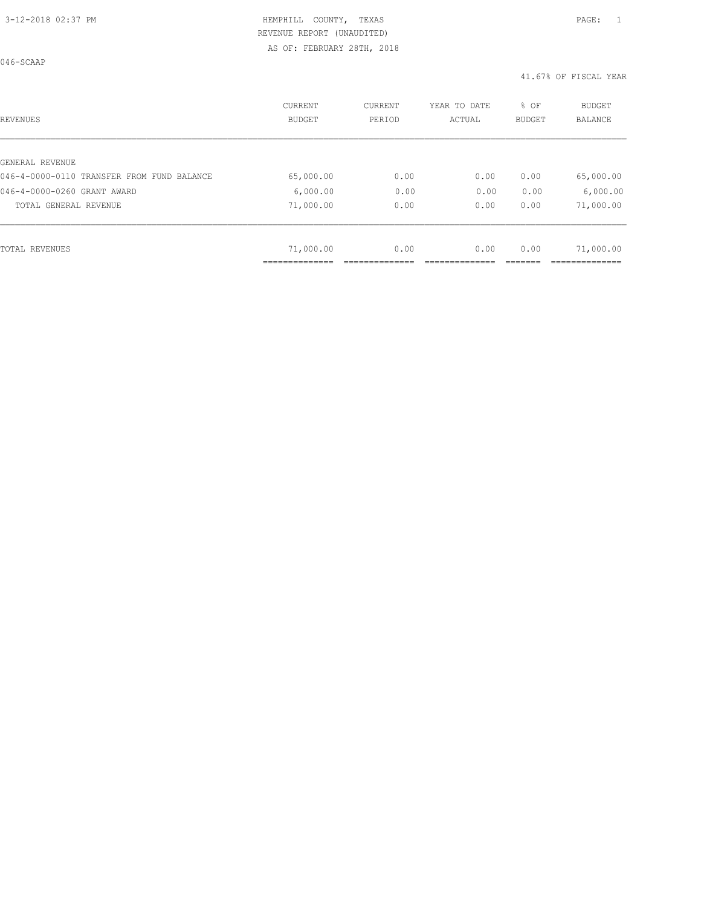HEMPHILL COUNTY, TEXAS
REVENUE REPORT (UNAUDITED)
AS OF: FEBRUARY 28TH, 2018

046-SCAAP

41.67% OF FISCAL YEAR

| REVENUES | CURRENT BUDGET | CURRENT PERIOD | YEAR TO DATE ACTUAL | % OF BUDGET | BUDGET BALANCE |
|---|---|---|---|---|---|
| GENERAL REVENUE | | | | | |
| 046-4-0000-0110 TRANSFER FROM FUND BALANCE | 65,000.00 | 0.00 | 0.00 | 0.00 | 65,000.00 |
| 046-4-0000-0260 GRANT AWARD | 6,000.00 | 0.00 | 0.00 | 0.00 | 6,000.00 |
| TOTAL GENERAL REVENUE | 71,000.00 | 0.00 | 0.00 | 0.00 | 71,000.00 |
| TOTAL REVENUES | 71,000.00 | 0.00 | 0.00 | 0.00 | 71,000.00 |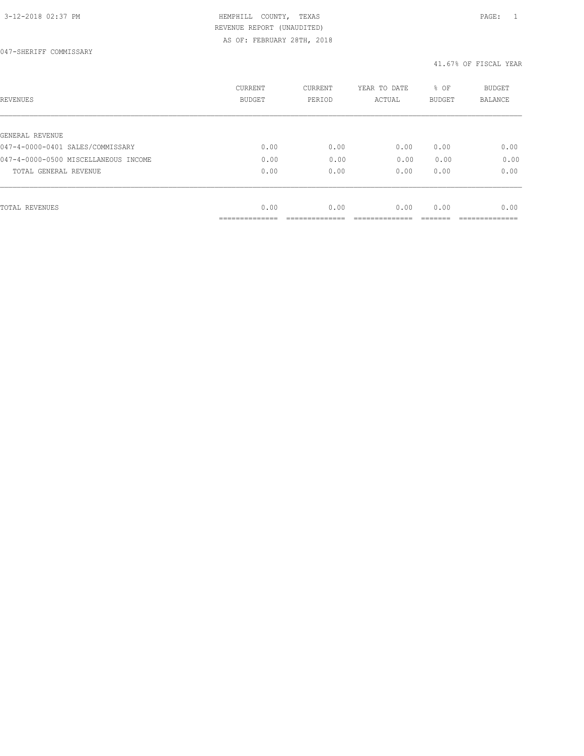3-12-2018 02:37 PM

HEMPHILL COUNTY, TEXAS
REVENUE REPORT (UNAUDITED)
AS OF: FEBRUARY 28TH, 2018

047-SHERIFF COMMISSARY

41.67% OF FISCAL YEAR

| REVENUES | CURRENT BUDGET | CURRENT PERIOD | YEAR TO DATE ACTUAL | % OF BUDGET | BUDGET BALANCE |
|---|---|---|---|---|---|
| GENERAL REVENUE | | | | | |
| 047-4-0000-0401 SALES/COMMISSARY | 0.00 | 0.00 | 0.00 | 0.00 | 0.00 |
| 047-4-0000-0500 MISCELLANEOUS INCOME | 0.00 | 0.00 | 0.00 | 0.00 | 0.00 |
| TOTAL GENERAL REVENUE | 0.00 | 0.00 | 0.00 | 0.00 | 0.00 |
| TOTAL REVENUES | 0.00 | 0.00 | 0.00 | 0.00 | 0.00 |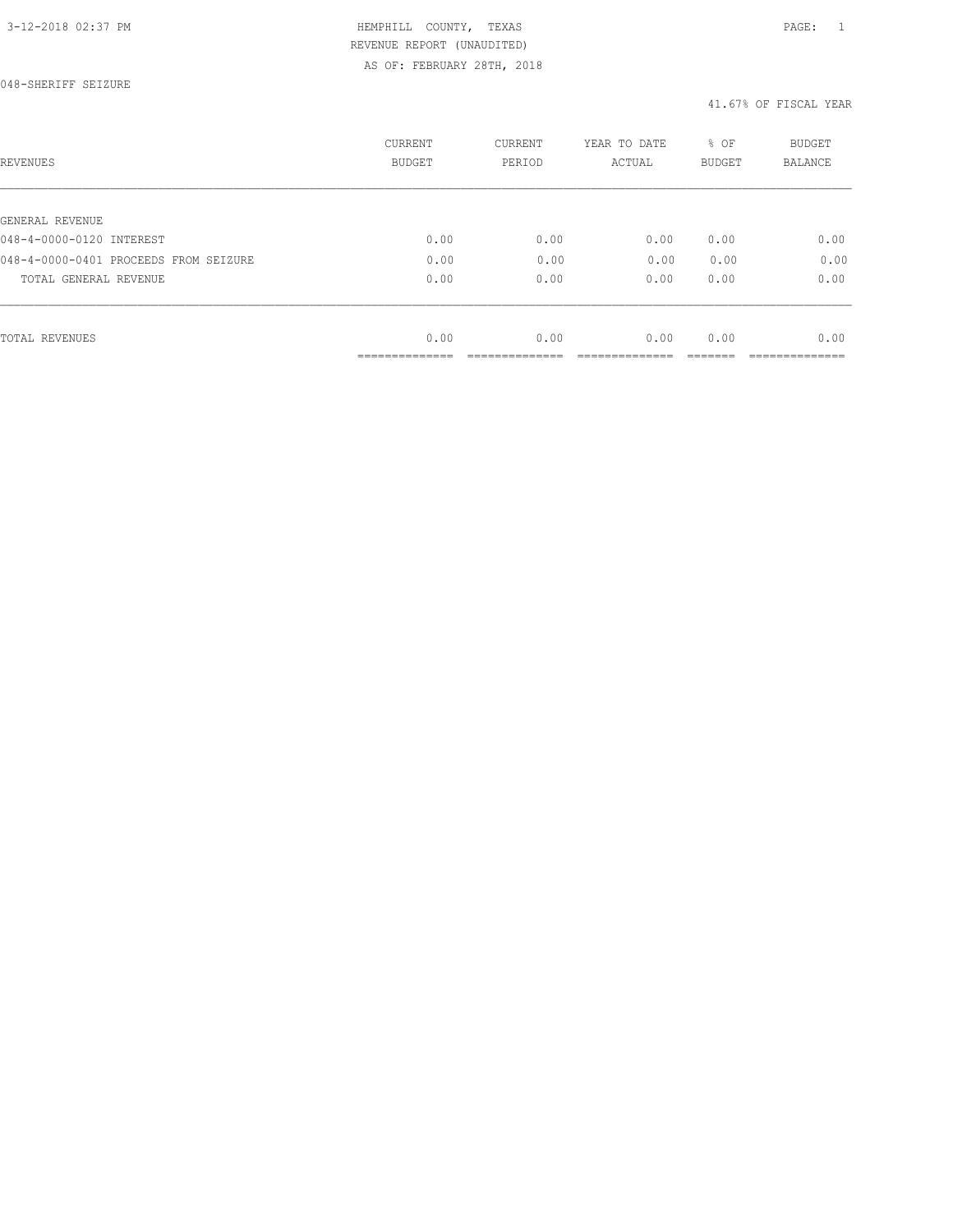3-12-2018 02:37 PM

HEMPHILL COUNTY, TEXAS

REVENUE REPORT (UNAUDITED)

AS OF: FEBRUARY 28TH, 2018

048-SHERIFF SEIZURE

41.67% OF FISCAL YEAR

| REVENUES | CURRENT BUDGET | CURRENT PERIOD | YEAR TO DATE ACTUAL | % OF BUDGET | BUDGET BALANCE |
|---|---|---|---|---|---|
| GENERAL REVENUE | | | | | |
| 048-4-0000-0120 INTEREST | 0.00 | 0.00 | 0.00 | 0.00 | 0.00 |
| 048-4-0000-0401 PROCEEDS FROM SEIZURE | 0.00 | 0.00 | 0.00 | 0.00 | 0.00 |
| TOTAL GENERAL REVENUE | 0.00 | 0.00 | 0.00 | 0.00 | 0.00 |
| TOTAL REVENUES | 0.00 | 0.00 | 0.00 | 0.00 | 0.00 |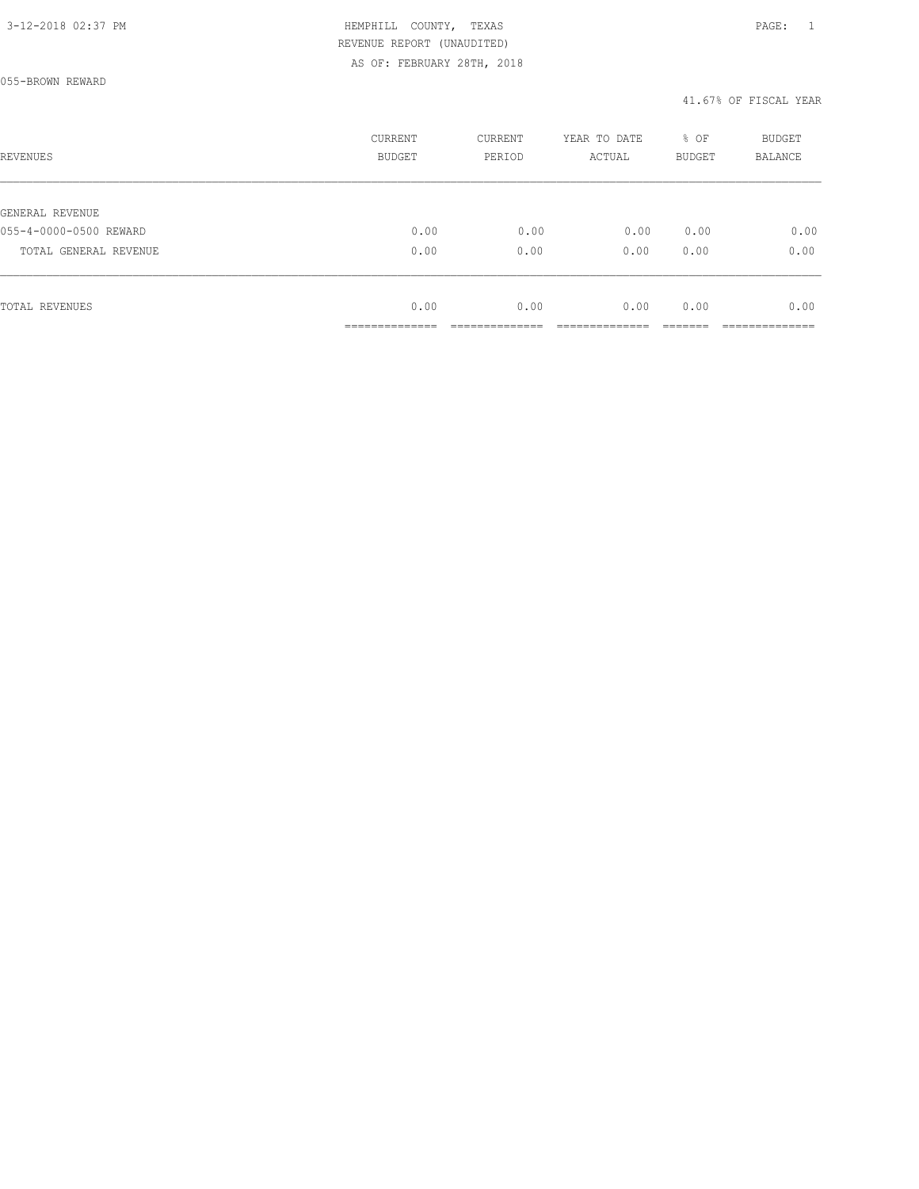HEMPHILL COUNTY, TEXAS
REVENUE REPORT (UNAUDITED)
AS OF: FEBRUARY 28TH, 2018

3-12-2018 02:37 PM

055-BROWN REWARD

41.67% OF FISCAL YEAR

| REVENUES | CURRENT BUDGET | CURRENT PERIOD | YEAR TO DATE ACTUAL | % OF BUDGET | BUDGET BALANCE |
|---|---|---|---|---|---|
| GENERAL REVENUE | | | | | |
| 055-4-0000-0500 REWARD | 0.00 | 0.00 | 0.00 | 0.00 | 0.00 |
| TOTAL GENERAL REVENUE | 0.00 | 0.00 | 0.00 | 0.00 | 0.00 |
| TOTAL REVENUES | 0.00 | 0.00 | 0.00 | 0.00 | 0.00 |